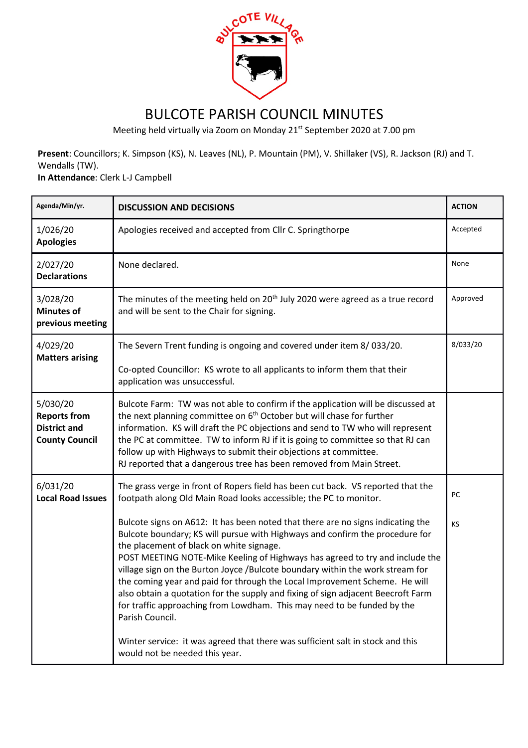# BULCOTE PARISH COUNCIL MINUTES

Meeting held virtually via Zoom on Monday 21st September 2020 at 7.00 pm

**Present**: Councillors; K. Simpson (KS), N. Leaves (NL), P. Mountain (PM), V. Shillaker (VS), R. Jackson (RJ) and T. Wendalls (TW).
**In Attendance**: Clerk L-J Campbell

| Agenda/Min/yr. | DISCUSSION AND DECISIONS | ACTION |
|---|---|---|
| 1/026/20 **Apologies** | Apologies received and accepted from Cllr C. Springthorpe | Accepted |
| 2/027/20 **Declarations** | None declared. | None |
| 3/028/20 **Minutes of previous meeting** | The minutes of the meeting held on 20th July 2020 were agreed as a true record and will be sent to the Chair for signing. | Approved |
| 4/029/20 **Matters arising** | The Severn Trent funding is ongoing and covered under item 8/ 033/20.<br><br>Co-opted Councillor: KS wrote to all applicants to inform them that their application was unsuccessful. | 8/033/20 |
| 5/030/20 **Reports from District and County Council** | Bulcote Farm: TW was not able to confirm if the application will be discussed at the next planning committee on 6th October but will chase for further information. KS will draft the PC objections and send to TW who will represent the PC at committee. TW to inform RJ if it is going to committee so that RJ can follow up with Highways to submit their objections at committee.<br>RJ reported that a dangerous tree has been removed from Main Street. | |
| 6/031/20 **Local Road Issues** | The grass verge in front of Ropers field has been cut back. VS reported that the footpath along Old Main Road looks accessible; the PC to monitor.<br><br>Bulcote signs on A612: It has been noted that there are no signs indicating the Bulcote boundary; KS will pursue with Highways and confirm the procedure for the placement of black on white signage.<br>POST MEETING NOTE-Mike Keeling of Highways has agreed to try and include the village sign on the Burton Joyce /Bulcote boundary within the work stream for the coming year and paid for through the Local Improvement Scheme. He will also obtain a quotation for the supply and fixing of sign adjacent Beecroft Farm for traffic approaching from Lowdham. This may need to be funded by the Parish Council.<br><br>Winter service: it was agreed that there was sufficient salt in stock and this would not be needed this year. | PC<br><br>KS |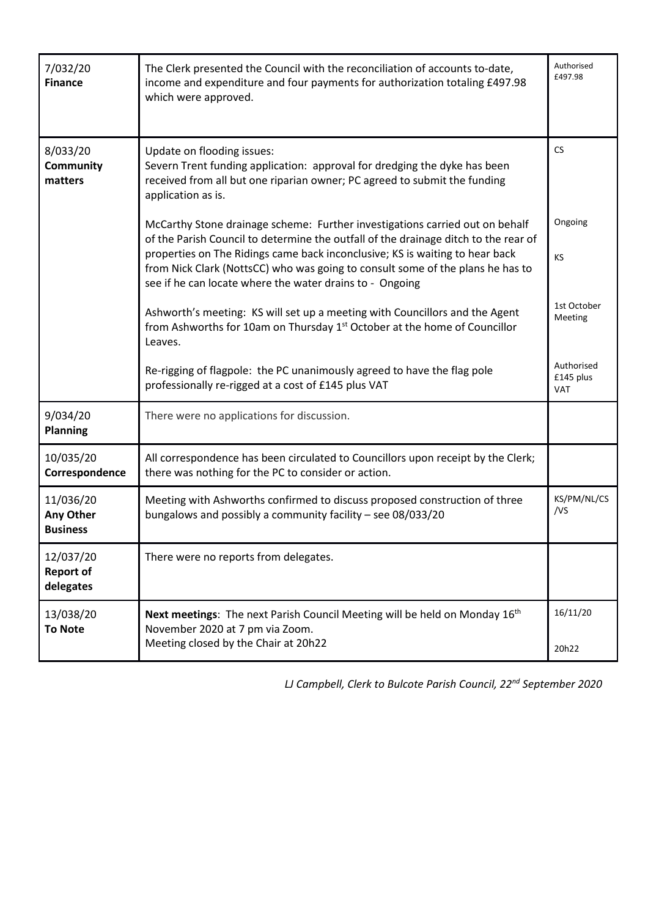| | | |
|---|---|---|
| 7/032/20 **Finance** | The Clerk presented the Council with the reconciliation of accounts to-date, income and expenditure and four payments for authorization totaling £497.98 which were approved. | Authorised £497.98 |
| 8/033/20 **Community matters** | Update on flooding issues:<br>Severn Trent funding application: approval for dredging the dyke has been received from all but one riparian owner; PC agreed to submit the funding application as is.<br><br>McCarthy Stone drainage scheme: Further investigations carried out on behalf of the Parish Council to determine the outfall of the drainage ditch to the rear of properties on The Ridings came back inconclusive; KS is waiting to hear back from Nick Clark (NottsCC) who was going to consult some of the plans he has to see if he can locate where the water drains to - Ongoing<br><br>Ashworth's meeting: KS will set up a meeting with Councillors and the Agent from Ashworths for 10am on Thursday 1st October at the home of Councillor Leaves.<br><br>Re-rigging of flagpole: the PC unanimously agreed to have the flag pole professionally re-rigged at a cost of £145 plus VAT | CS<br><br>Ongoing<br><br>KS<br><br>1st October Meeting<br><br>Authorised £145 plus VAT |
| 9/034/20 **Planning** | There were no applications for discussion. | |
| 10/035/20 **Correspondence** | All correspondence has been circulated to Councillors upon receipt by the Clerk; there was nothing for the PC to consider or action. | |
| 11/036/20 **Any Other Business** | Meeting with Ashworths confirmed to discuss proposed construction of three bungalows and possibly a community facility – see 08/033/20 | KS/PM/NL/CS/VS |
| 12/037/20 **Report of delegates** | There were no reports from delegates. | |
| 13/038/20 **To Note** | **Next meetings**: The next Parish Council Meeting will be held on Monday 16th November 2020 at 7 pm via Zoom.<br>Meeting closed by the Chair at 20h22 | 16/11/20<br><br>20h22 |

*LJ Campbell, Clerk to Bulcote Parish Council, 22nd September 2020*